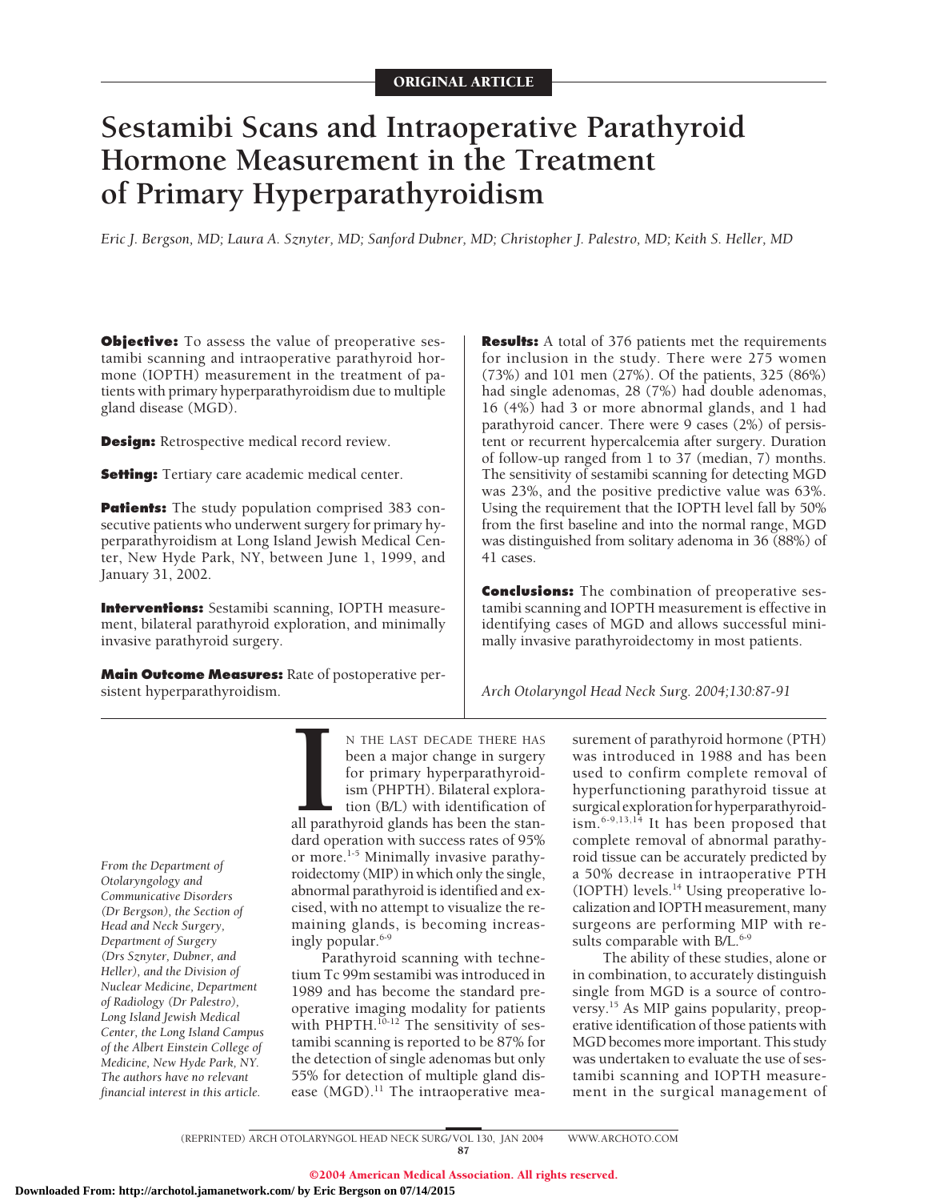ORIGINAL ARTICLE

# Sestamibi Scans and Intraoperative Parathyroid Hormone Measurement in the Treatment of Primary Hyperparathyroidism

*Eric J. Bergson, MD; Laura A. Sznyter, MD; Sanford Dubner, MD; Christopher J. Palestro, MD; Keith S. Heller, MD*

**Objective:** To assess the value of preoperative sestamibi scanning and intraoperative parathyroid hormone (IOPTH) measurement in the treatment of patients with primary hyperparathyroidism due to multiple gland disease (MGD).

**Design:** Retrospective medical record review.

**Setting:** Tertiary care academic medical center.

**Patients:** The study population comprised 383 consecutive patients who underwent surgery for primary hyperparathyroidism at Long Island Jewish Medical Center, New Hyde Park, NY, between June 1, 1999, and January 31, 2002.

**Interventions:** Sestamibi scanning, IOPTH measurement, bilateral parathyroid exploration, and minimally invasive parathyroid surgery.

**Main Outcome Measures:** Rate of postoperative persistent hyperparathyroidism.

**Results:** A total of 376 patients met the requirements for inclusion in the study. There were 275 women (73%) and 101 men (27%). Of the patients, 325 (86%) had single adenomas, 28 (7%) had double adenomas, 16 (4%) had 3 or more abnormal glands, and 1 had parathyroid cancer. There were 9 cases (2%) of persistent or recurrent hypercalcemia after surgery. Duration of follow-up ranged from 1 to 37 (median, 7) months. The sensitivity of sestamibi scanning for detecting MGD was 23%, and the positive predictive value was 63%. Using the requirement that the IOPTH level fall by 50% from the first baseline and into the normal range, MGD was distinguished from solitary adenoma in 36 (88%) of 41 cases.

**Conclusions:** The combination of preoperative sestamibi scanning and IOPTH measurement is effective in identifying cases of MGD and allows successful minimally invasive parathyroidectomy in most patients.

*Arch Otolaryngol Head Neck Surg. 2004;130:87-91*

*From the Department of Otolaryngology and Communicative Disorders (Dr Bergson), the Section of Head and Neck Surgery, Department of Surgery (Drs Sznyter, Dubner, and Heller), and the Division of Nuclear Medicine, Department of Radiology (Dr Palestro), Long Island Jewish Medical Center, the Long Island Campus of the Albert Einstein College of Medicine, New Hyde Park, NY. The authors have no relevant financial interest in this article.*

IN THE LAST DECADE THERE HAS been a major change in surgery for primary hyperparathyroidism (PHPTH). Bilateral exploration (B/L) with identification of all parathyroid glands has been the standard operation with success rates of 95% or more.[1-5] Minimally invasive parathyroidectomy (MIP) in which only the single, abnormal parathyroid is identified and excised, with no attempt to visualize the remaining glands, is becoming increasingly popular.[6-9]

Parathyroid scanning with technetium Tc 99m sestamibi was introduced in 1989 and has become the standard preoperative imaging modality for patients with PHPTH.[10-12] The sensitivity of sestamibi scanning is reported to be 87% for the detection of single adenomas but only 55% for detection of multiple gland disease (MGD).[11] The intraoperative measurement of parathyroid hormone (PTH) was introduced in 1988 and has been used to confirm complete removal of hyperfunctioning parathyroid tissue at surgical exploration for hyperparathyroidism.[6-9,13,14] It has been proposed that complete removal of abnormal parathyroid tissue can be accurately predicted by a 50% decrease in intraoperative PTH (IOPTH) levels.[14] Using preoperative localization and IOPTH measurement, many surgeons are performing MIP with results comparable with B/L.[6-9]

The ability of these studies, alone or in combination, to accurately distinguish single from MGD is a source of controversy.[15] As MIP gains popularity, preoperative identification of those patients with MGD becomes more important. This study was undertaken to evaluate the use of sestamibi scanning and IOPTH measurement in the surgical management of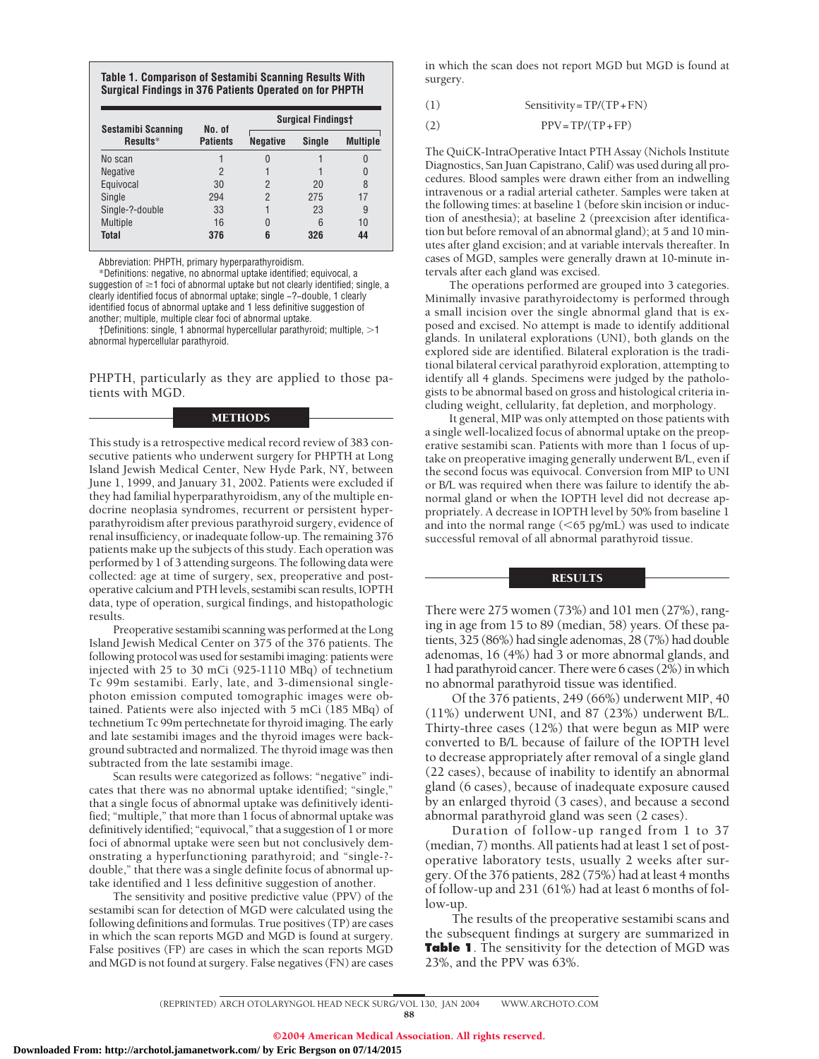**Table 1. Comparison of Sestamibi Scanning Results With Surgical Findings in 376 Patients Operated on for PHPTH**

| Sestamibi Scanning Results* | No. of Patients | Surgical Findings† | | |
|---|---|---|---|---|
| | | Negative | Single | Multiple |
| No scan | 1 | 0 | 1 | 0 |
| Negative | 2 | 1 | 1 | 0 |
| Equivocal | 30 | 2 | 20 | 8 |
| Single | 294 | 2 | 275 | 17 |
| Single-?-double | 33 | 1 | 23 | 9 |
| Multiple | 16 | 0 | 6 | 10 |
| **Total** | **376** | **6** | **326** | **44** |

Abbreviation: PHPTH, primary hyperparathyroidism.

*Definitions: negative, no abnormal uptake identified; equivocal, a suggestion of ≥1 foci of abnormal uptake but not clearly identified; single, a clearly identified focus of abnormal uptake; single −?−double, 1 clearly identified focus of abnormal uptake and 1 less definitive suggestion of another; multiple, multiple clear foci of abnormal uptake.

†Definitions: single, 1 abnormal hypercellular parathyroid; multiple, >1 abnormal hypercellular parathyroid.

PHPTH, particularly as they are applied to those patients with MGD.

## METHODS

This study is a retrospective medical record review of 383 consecutive patients who underwent surgery for PHPTH at Long Island Jewish Medical Center, New Hyde Park, NY, between June 1, 1999, and January 31, 2002. Patients were excluded if they had familial hyperparathyroidism, any of the multiple endocrine neoplasia syndromes, recurrent or persistent hyperparathyroidism after previous parathyroid surgery, evidence of renal insufficiency, or inadequate follow-up. The remaining 376 patients make up the subjects of this study. Each operation was performed by 1 of 3 attending surgeons. The following data were collected: age at time of surgery, sex, preoperative and postoperative calcium and PTH levels, sestamibi scan results, IOPTH data, type of operation, surgical findings, and histopathologic results.

Preoperative sestamibi scanning was performed at the Long Island Jewish Medical Center on 375 of the 376 patients. The following protocol was used for sestamibi imaging: patients were injected with 25 to 30 mCi (925-1110 MBq) of technetium Tc 99m sestamibi. Early, late, and 3-dimensional single-photon emission computed tomographic images were obtained. Patients were also injected with 5 mCi (185 MBq) of technetium Tc 99m pertechnetate for thyroid imaging. The early and late sestamibi images and the thyroid images were background subtracted and normalized. The thyroid image was then subtracted from the late sestamibi image.

Scan results were categorized as follows: "negative" indicates that there was no abnormal uptake identified; "single," that a single focus of abnormal uptake was definitively identified; "multiple," that more than 1 focus of abnormal uptake was definitively identified; "equivocal," that a suggestion of 1 or more foci of abnormal uptake were seen but not conclusively demonstrating a hyperfunctioning parathyroid; and "single-?-double," that there was a single definite focus of abnormal uptake identified and 1 less definitive suggestion of another.

The sensitivity and positive predictive value (PPV) of the sestamibi scan for detection of MGD were calculated using the following definitions and formulas. True positives (TP) are cases in which the scan reports MGD and MGD is found at surgery. False positives (FP) are cases in which the scan reports MGD and MGD is not found at surgery. False negatives (FN) are cases in which the scan does not report MGD but MGD is found at surgery.

$$\text{Sensitivity} = TP/(TP + FN) \quad (1)$$

$$\text{PPV} = TP/(TP + FP) \quad (2)$$

The QuiCK-IntraOperative Intact PTH Assay (Nichols Institute Diagnostics, San Juan Capistrano, Calif) was used during all procedures. Blood samples were drawn either from an indwelling intravenous or a radial arterial catheter. Samples were taken at the following times: at baseline 1 (before skin incision or induction of anesthesia); at baseline 2 (preexcision after identification but before removal of an abnormal gland); at 5 and 10 minutes after gland excision; and at variable intervals thereafter. In cases of MGD, samples were generally drawn at 10-minute intervals after each gland was excised.

The operations performed are grouped into 3 categories. Minimally invasive parathyroidectomy is performed through a small incision over the single abnormal gland that is exposed and excised. No attempt is made to identify additional glands. In unilateral explorations (UNI), both glands on the explored side are identified. Bilateral exploration is the traditional bilateral cervical parathyroid exploration, attempting to identify all 4 glands. Specimens were judged by the pathologists to be abnormal based on gross and histological criteria including weight, cellularity, fat depletion, and morphology.

It general, MIP was only attempted on those patients with a single well-localized focus of abnormal uptake on the preoperative sestamibi scan. Patients with more than 1 focus of uptake on preoperative imaging generally underwent B/L, even if the second focus was equivocal. Conversion from MIP to UNI or B/L was required when there was failure to identify the abnormal gland or when the IOPTH level did not decrease appropriately. A decrease in IOPTH level by 50% from baseline 1 and into the normal range (<65 pg/mL) was used to indicate successful removal of all abnormal parathyroid tissue.

## RESULTS

There were 275 women (73%) and 101 men (27%), ranging in age from 15 to 89 (median, 58) years. Of these patients, 325 (86%) had single adenomas, 28 (7%) had double adenomas, 16 (4%) had 3 or more abnormal glands, and 1 had parathyroid cancer. There were 6 cases (2%) in which no abnormal parathyroid tissue was identified.

Of the 376 patients, 249 (66%) underwent MIP, 40 (11%) underwent UNI, and 87 (23%) underwent B/L. Thirty-three cases (12%) that were begun as MIP were converted to B/L because of failure of the IOPTH level to decrease appropriately after removal of a single gland (22 cases), because of inability to identify an abnormal gland (6 cases), because of inadequate exposure caused by an enlarged thyroid (3 cases), and because a second abnormal parathyroid gland was seen (2 cases).

Duration of follow-up ranged from 1 to 37 (median, 7) months. All patients had at least 1 set of postoperative laboratory tests, usually 2 weeks after surgery. Of the 376 patients, 282 (75%) had at least 4 months of follow-up and 231 (61%) had at least 6 months of follow-up.

The results of the preoperative sestamibi scans and the subsequent findings at surgery are summarized in **Table 1**. The sensitivity for the detection of MGD was 23%, and the PPV was 63%.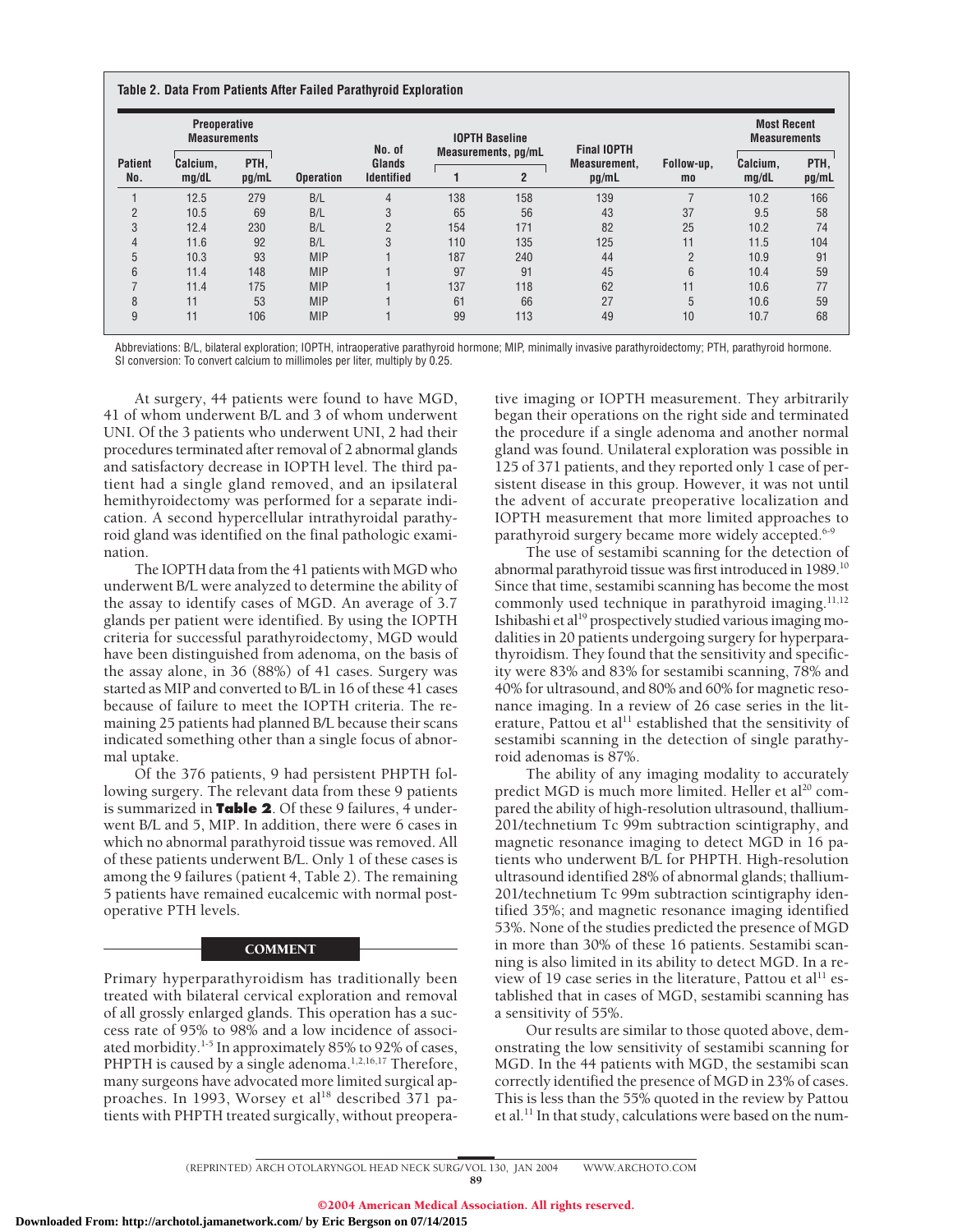**Table 2. Data From Patients After Failed Parathyroid Exploration**

| Patient No. | Preoperative Measurements | | Operation | No. of Glands Identified | IOPTH Baseline Measurements, pg/mL | | Final IOPTH Measurement, pg/mL | Follow-up, mo | Most Recent Measurements | |
|---|---|---|---|---|---|---|---|---|---|---|
| | Calcium, mg/dL | PTH, pg/mL | | | 1 | 2 | | | Calcium, mg/dL | PTH, pg/mL |
| 1 | 12.5 | 279 | B/L | 4 | 138 | 158 | 139 | 7 | 10.2 | 166 |
| 2 | 10.5 | 69 | B/L | 3 | 65 | 56 | 43 | 37 | 9.5 | 58 |
| 3 | 12.4 | 230 | B/L | 2 | 154 | 171 | 82 | 25 | 10.2 | 74 |
| 4 | 11.6 | 92 | B/L | 3 | 110 | 135 | 125 | 11 | 11.5 | 104 |
| 5 | 10.3 | 93 | MIP | 1 | 187 | 240 | 44 | 2 | 10.9 | 91 |
| 6 | 11.4 | 148 | MIP | 1 | 97 | 91 | 45 | 6 | 10.4 | 59 |
| 7 | 11.4 | 175 | MIP | 1 | 137 | 118 | 62 | 11 | 10.6 | 77 |
| 8 | 11 | 53 | MIP | 1 | 61 | 66 | 27 | 5 | 10.6 | 59 |
| 9 | 11 | 106 | MIP | 1 | 99 | 113 | 49 | 10 | 10.7 | 68 |

Abbreviations: B/L, bilateral exploration; IOPTH, intraoperative parathyroid hormone; MIP, minimally invasive parathyroidectomy; PTH, parathyroid hormone. SI conversion: To convert calcium to millimoles per liter, multiply by 0.25.

At surgery, 44 patients were found to have MGD, 41 of whom underwent B/L and 3 of whom underwent UNI. Of the 3 patients who underwent UNI, 2 had their procedures terminated after removal of 2 abnormal glands and satisfactory decrease in IOPTH level. The third patient had a single gland removed, and an ipsilateral hemithyroidectomy was performed for a separate indication. A second hypercellular intrathyroidal parathyroid gland was identified on the final pathologic examination.

The IOPTH data from the 41 patients with MGD who underwent B/L were analyzed to determine the ability of the assay to identify cases of MGD. An average of 3.7 glands per patient were identified. By using the IOPTH criteria for successful parathyroidectomy, MGD would have been distinguished from adenoma, on the basis of the assay alone, in 36 (88%) of 41 cases. Surgery was started as MIP and converted to B/L in 16 of these 41 cases because of failure to meet the IOPTH criteria. The remaining 25 patients had planned B/L because their scans indicated something other than a single focus of abnormal uptake.

Of the 376 patients, 9 had persistent PHPTH following surgery. The relevant data from these 9 patients is summarized in **Table 2**. Of these 9 failures, 4 underwent B/L and 5, MIP. In addition, there were 6 cases in which no abnormal parathyroid tissue was removed. All of these patients underwent B/L. Only 1 of these cases is among the 9 failures (patient 4, Table 2). The remaining 5 patients have remained eucalcemic with normal postoperative PTH levels.

## COMMENT

Primary hyperparathyroidism has traditionally been treated with bilateral cervical exploration and removal of all grossly enlarged glands. This operation has a success rate of 95% to 98% and a low incidence of associated morbidity.[1-5] In approximately 85% to 92% of cases, PHPTH is caused by a single adenoma.[1,2,16,17] Therefore, many surgeons have advocated more limited surgical approaches. In 1993, Worsey et al[18] described 371 patients with PHPTH treated surgically, without preoperative imaging or IOPTH measurement. They arbitrarily began their operations on the right side and terminated the procedure if a single adenoma and another normal gland was found. Unilateral exploration was possible in 125 of 371 patients, and they reported only 1 case of persistent disease in this group. However, it was not until the advent of accurate preoperative localization and IOPTH measurement that more limited approaches to parathyroid surgery became more widely accepted.[6-9]

The use of sestamibi scanning for the detection of abnormal parathyroid tissue was first introduced in 1989.[10] Since that time, sestamibi scanning has become the most commonly used technique in parathyroid imaging.[11,12] Ishibashi et al[19] prospectively studied various imaging modalities in 20 patients undergoing surgery for hyperparathyroidism. They found that the sensitivity and specificity were 83% and 83% for sestamibi scanning, 78% and 40% for ultrasound, and 80% and 60% for magnetic resonance imaging. In a review of 26 case series in the literature, Pattou et al[11] established that the sensitivity of sestamibi scanning in the detection of single parathyroid adenomas is 87%.

The ability of any imaging modality to accurately predict MGD is much more limited. Heller et al[20] compared the ability of high-resolution ultrasound, thallium-201/technetium Tc 99m subtraction scintigraphy, and magnetic resonance imaging to detect MGD in 16 patients who underwent B/L for PHPTH. High-resolution ultrasound identified 28% of abnormal glands; thallium-201/technetium Tc 99m subtraction scintigraphy identified 35%; and magnetic resonance imaging identified 53%. None of the studies predicted the presence of MGD in more than 30% of these 16 patients. Sestamibi scanning is also limited in its ability to detect MGD. In a review of 19 case series in the literature, Pattou et al[11] established that in cases of MGD, sestamibi scanning has a sensitivity of 55%.

Our results are similar to those quoted above, demonstrating the low sensitivity of sestamibi scanning for MGD. In the 44 patients with MGD, the sestamibi scan correctly identified the presence of MGD in 23% of cases. This is less than the 55% quoted in the review by Pattou et al.[11] In that study, calculations were based on the num-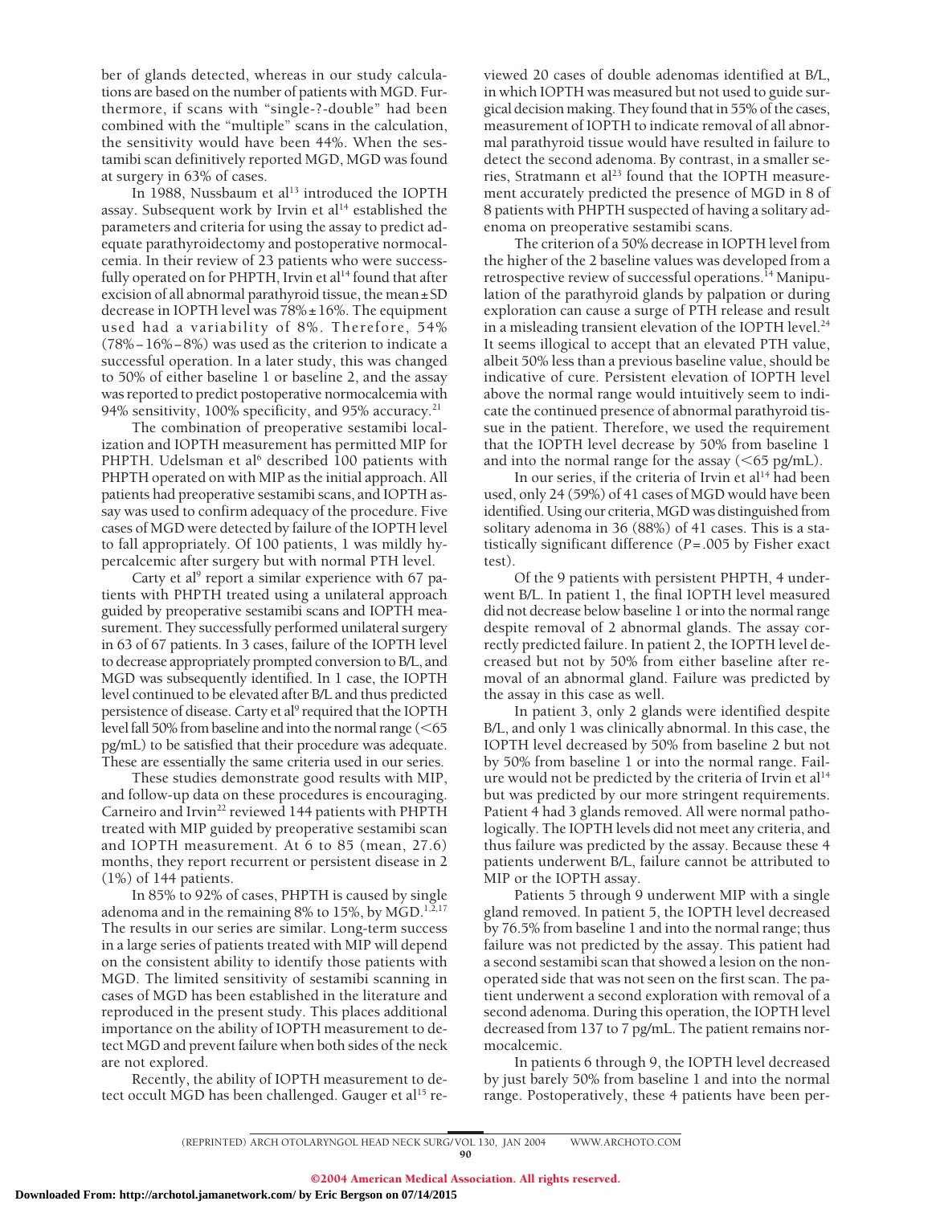ber of glands detected, whereas in our study calculations are based on the number of patients with MGD. Furthermore, if scans with "single-?-double" had been combined with the "multiple" scans in the calculation, the sensitivity would have been 44%. When the sestamibi scan definitively reported MGD, MGD was found at surgery in 63% of cases.

In 1988, Nussbaum et al[13] introduced the IOPTH assay. Subsequent work by Irvin et al[14] established the parameters and criteria for using the assay to predict adequate parathyroidectomy and postoperative normocalcemia. In their review of 23 patients who were successfully operated on for PHPTH, Irvin et al[14] found that after excision of all abnormal parathyroid tissue, the mean ± SD decrease in IOPTH level was 78% ± 16%. The equipment used had a variability of 8%. Therefore, 54% (78% − 16% − 8%) was used as the criterion to indicate a successful operation. In a later study, this was changed to 50% of either baseline 1 or baseline 2, and the assay was reported to predict postoperative normocalcemia with 94% sensitivity, 100% specificity, and 95% accuracy.[21]

The combination of preoperative sestamibi localization and IOPTH measurement has permitted MIP for PHPTH. Udelsman et al[6] described 100 patients with PHPTH operated on with MIP as the initial approach. All patients had preoperative sestamibi scans, and IOPTH assay was used to confirm adequacy of the procedure. Five cases of MGD were detected by failure of the IOPTH level to fall appropriately. Of 100 patients, 1 was mildly hypercalcemic after surgery but with normal PTH level.

Carty et al[9] report a similar experience with 67 patients with PHPTH treated using a unilateral approach guided by preoperative sestamibi scans and IOPTH measurement. They successfully performed unilateral surgery in 63 of 67 patients. In 3 cases, failure of the IOPTH level to decrease appropriately prompted conversion to B/L, and MGD was subsequently identified. In 1 case, the IOPTH level continued to be elevated after B/L and thus predicted persistence of disease. Carty et al[9] required that the IOPTH level fall 50% from baseline and into the normal range (<65 pg/mL) to be satisfied that their procedure was adequate. These are essentially the same criteria used in our series.

These studies demonstrate good results with MIP, and follow-up data on these procedures is encouraging. Carneiro and Irvin[22] reviewed 144 patients with PHPTH treated with MIP guided by preoperative sestamibi scan and IOPTH measurement. At 6 to 85 (mean, 27.6) months, they report recurrent or persistent disease in 2 (1%) of 144 patients.

In 85% to 92% of cases, PHPTH is caused by single adenoma and in the remaining 8% to 15%, by MGD.[1,2,17] The results in our series are similar. Long-term success in a large series of patients treated with MIP will depend on the consistent ability to identify those patients with MGD. The limited sensitivity of sestamibi scanning in cases of MGD has been established in the literature and reproduced in the present study. This places additional importance on the ability of IOPTH measurement to detect MGD and prevent failure when both sides of the neck are not explored.

Recently, the ability of IOPTH measurement to detect occult MGD has been challenged. Gauger et al[15] reviewed 20 cases of double adenomas identified at B/L, in which IOPTH was measured but not used to guide surgical decision making. They found that in 55% of the cases, measurement of IOPTH to indicate removal of all abnormal parathyroid tissue would have resulted in failure to detect the second adenoma. By contrast, in a smaller series, Stratmann et al[23] found that the IOPTH measurement accurately predicted the presence of MGD in 8 of 8 patients with PHPTH suspected of having a solitary adenoma on preoperative sestamibi scans.

The criterion of a 50% decrease in IOPTH level from the higher of the 2 baseline values was developed from a retrospective review of successful operations.[14] Manipulation of the parathyroid glands by palpation or during exploration can cause a surge of PTH release and result in a misleading transient elevation of the IOPTH level.[24] It seems illogical to accept that an elevated PTH value, albeit 50% less than a previous baseline value, should be indicative of cure. Persistent elevation of IOPTH level above the normal range would intuitively seem to indicate the continued presence of abnormal parathyroid tissue in the patient. Therefore, we used the requirement that the IOPTH level decrease by 50% from baseline 1 and into the normal range for the assay (<65 pg/mL).

In our series, if the criteria of Irvin et al[14] had been used, only 24 (59%) of 41 cases of MGD would have been identified. Using our criteria, MGD was distinguished from solitary adenoma in 36 (88%) of 41 cases. This is a statistically significant difference ($P = .005$ by Fisher exact test).

Of the 9 patients with persistent PHPTH, 4 underwent B/L. In patient 1, the final IOPTH level measured did not decrease below baseline 1 or into the normal range despite removal of 2 abnormal glands. The assay correctly predicted failure. In patient 2, the IOPTH level decreased but not by 50% from either baseline after removal of an abnormal gland. Failure was predicted by the assay in this case as well.

In patient 3, only 2 glands were identified despite B/L, and only 1 was clinically abnormal. In this case, the IOPTH level decreased by 50% from baseline 2 but not by 50% from baseline 1 or into the normal range. Failure would not be predicted by the criteria of Irvin et al[14] but was predicted by our more stringent requirements. Patient 4 had 3 glands removed. All were normal pathologically. The IOPTH levels did not meet any criteria, and thus failure was predicted by the assay. Because these 4 patients underwent B/L, failure cannot be attributed to MIP or the IOPTH assay.

Patients 5 through 9 underwent MIP with a single gland removed. In patient 5, the IOPTH level decreased by 76.5% from baseline 1 and into the normal range; thus failure was not predicted by the assay. This patient had a second sestamibi scan that showed a lesion on the nonoperated side that was not seen on the first scan. The patient underwent a second exploration with removal of a second adenoma. During this operation, the IOPTH level decreased from 137 to 7 pg/mL. The patient remains normocalcemic.

In patients 6 through 9, the IOPTH level decreased by just barely 50% from baseline 1 and into the normal range. Postoperatively, these 4 patients have been per-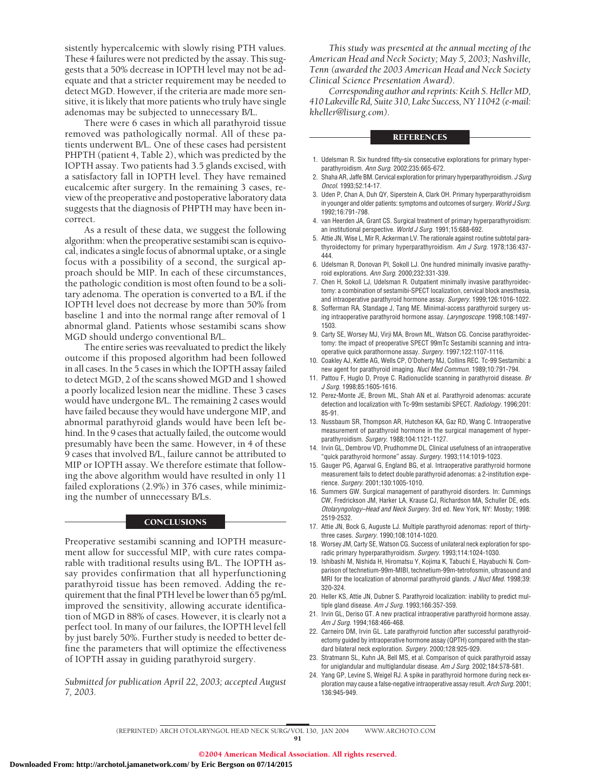sistently hypercalcemic with slowly rising PTH values. These 4 failures were not predicted by the assay. This suggests that a 50% decrease in IOPTH level may not be adequate and that a stricter requirement may be needed to detect MGD. However, if the criteria are made more sensitive, it is likely that more patients who truly have single adenomas may be subjected to unnecessary B/L.

There were 6 cases in which all parathyroid tissue removed was pathologically normal. All of these patients underwent B/L. One of these cases had persistent PHPTH (patient 4, Table 2), which was predicted by the IOPTH assay. Two patients had 3.5 glands excised, with a satisfactory fall in IOPTH level. They have remained eucalcemic after surgery. In the remaining 3 cases, review of the preoperative and postoperative laboratory data suggests that the diagnosis of PHPTH may have been incorrect.

As a result of these data, we suggest the following algorithm: when the preoperative sestamibi scan is equivocal, indicates a single focus of abnormal uptake, or a single focus with a possibility of a second, the surgical approach should be MIP. In each of these circumstances, the pathologic condition is most often found to be a solitary adenoma. The operation is converted to a B/L if the IOPTH level does not decrease by more than 50% from baseline 1 and into the normal range after removal of 1 abnormal gland. Patients whose sestamibi scans show MGD should undergo conventional B/L.

The entire series was reevaluated to predict the likely outcome if this proposed algorithm had been followed in all cases. In the 5 cases in which the IOPTH assay failed to detect MGD, 2 of the scans showed MGD and 1 showed a poorly localized lesion near the midline. These 3 cases would have undergone B/L. The remaining 2 cases would have failed because they would have undergone MIP, and abnormal parathyroid glands would have been left behind. In the 9 cases that actually failed, the outcome would presumably have been the same. However, in 4 of these 9 cases that involved B/L, failure cannot be attributed to MIP or IOPTH assay. We therefore estimate that following the above algorithm would have resulted in only 11 failed explorations (2.9%) in 376 cases, while minimizing the number of unnecessary B/Ls.

## CONCLUSIONS

Preoperative sestamibi scanning and IOPTH measurement allow for successful MIP, with cure rates comparable with traditional results using B/L. The IOPTH assay provides confirmation that all hyperfunctioning parathyroid tissue has been removed. Adding the requirement that the final PTH level be lower than 65 pg/mL improved the sensitivity, allowing accurate identification of MGD in 88% of cases. However, it is clearly not a perfect tool. In many of our failures, the IOPTH level fell by just barely 50%. Further study is needed to better define the parameters that will optimize the effectiveness of IOPTH assay in guiding parathyroid surgery.

*Submitted for publication April 22, 2003; accepted August 7, 2003.*

*This study was presented at the annual meeting of the American Head and Neck Society; May 5, 2003; Nashville, Tenn (awarded the 2003 American Head and Neck Society Clinical Science Presentation Award).*

*Corresponding author and reprints: Keith S. Heller MD, 410 Lakeville Rd, Suite 310, Lake Success, NY 11042 (e-mail: kheller@lisurg.com).*

## REFERENCES

1. Udelsman R. Six hundred fifty-six consecutive explorations for primary hyperparathyroidism. *Ann Surg.* 2002;235:665-672.
2. Shaha AR, Jaffe BM. Cervical exploration for primary hyperparathyroidism. *J Surg Oncol.* 1993;52:14-17.
3. Uden P, Chan A, Duh QY, Siperstein A, Clark OH. Primary hyperparathyroidism in younger and older patients: symptoms and outcomes of surgery. *World J Surg.* 1992;16:791-798.
4. van Heerden JA, Grant CS. Surgical treatment of primary hyperparathyroidism: an institutional perspective. *World J Surg.* 1991;15:688-692.
5. Attie JN, Wise L, Mir R, Ackerman LV. The rationale against routine subtotal parathyroidectomy for primary hyperparathyroidism. *Am J Surg.* 1978;136:437-444.
6. Udelsman R, Donovan PI, Sokoll LJ. One hundred minimally invasive parathyroid explorations. *Ann Surg.* 2000;232:331-339.
7. Chen H, Sokoll LJ, Udelsman R. Outpatient minimally invasive parathyroidectomy: a combination of sestamibi-SPECT localization, cervical block anesthesia, and intraoperative parathyroid hormone assay. *Surgery.* 1999;126:1016-1022.
8. Sofferman RA, Standage J, Tang ME. Minimal-access parathyroid surgery using intraoperative parathyroid hormone assay. *Laryngoscope.* 1998;108:1497-1503.
9. Carty SE, Worsey MJ, Virji MA, Brown ML, Watson CG. Concise parathyroidectomy: the impact of preoperative SPECT 99mTc Sestamibi scanning and intraoperative quick parathormone assay. *Surgery.* 1997;122:1107-1116.
10. Coakley AJ, Kettle AG, Wells CP, O'Doherty MJ, Collins REC. Tc-99 Sestamibi: a new agent for parathyroid imaging. *Nucl Med Commun.* 1989;10:791-794.
11. Pattou F, Huglo D, Proye C. Radionuclide scanning in parathyroid disease. *Br J Surg.* 1998;85:1605-1616.
12. Perez-Monte JE, Brown ML, Shah AN et al. Parathyroid adenomas: accurate detection and localization with Tc-99m sestamibi SPECT. *Radiology.* 1996;201:85-91.
13. Nussbaum SR, Thompson AR, Hutcheson KA, Gaz RD, Wang C. Intraoperative measurement of parathyroid hormone in the surgical management of hyperparathyroidism. *Surgery.* 1988;104:1121-1127.
14. Irvin GL, Dembrow VD, Prudhomme DL. Clinical usefulness of an intraoperative "quick parathyroid hormone" assay. *Surgery.* 1993;114:1019-1023.
15. Gauger PG, Agarwal G, England BG, et al. Intraoperative parathyroid hormone measurement fails to detect double parathyroid adenomas: a 2-institution experience. *Surgery.* 2001;130:1005-1010.
16. Summers GW. Surgical management of parathyroid disorders. In: Cummings CW, Fredrickson JM, Harker LA, Krause CJ, Richardson MA, Schuller DE, eds. *Otolaryngology–Head and Neck Surgery.* 3rd ed. New York, NY: Mosby; 1998: 2519-2532.
17. Attie JN, Bock G, Auguste LJ. Multiple parathyroid adenomas: report of thirty-three cases. *Surgery.* 1990;108:1014-1020.
18. Worsey JM, Carty SE, Watson CG. Success of unilateral neck exploration for sporadic primary hyperparathyroidism. *Surgery.* 1993;114:1024-1030.
19. Ishibashi M, Nishida H, Hiromatsu Y, Kojima K, Tabuchi E, Hayabuchi N. Comparison of technetium-99m-MIBI, technetium-99m-tetrofosmin, ultrasound and MRI for the localization of abnormal parathyroid glands. *J Nucl Med.* 1998;39: 320-324.
20. Heller KS, Attie JN, Dubner S. Parathyroid localization: inability to predict multiple gland disease. *Am J Surg.* 1993;166:357-359.
21. Irvin GL, Deriso GT. A new practical intraoperative parathyroid hormone assay. *Am J Surg.* 1994;168:466-468.
22. Carneiro DM, Irvin GL. Late parathyroid function after successful parathyroidectomy guided by intraoperative hormone assay (QPTH) compared with the standard bilateral neck exploration. *Surgery.* 2000;128:925-929.
23. Stratmann SL, Kuhn JA, Bell MS, et al. Comparison of quick parathyroid assay for uniglandular and multiglandular disease. *Am J Surg.* 2002;184:578-581.
24. Yang GP, Levine S, Weigel RJ. A spike in parathyroid hormone during neck exploration may cause a false-negative intraoperative assay result. *Arch Surg.* 2001; 136:945-949.